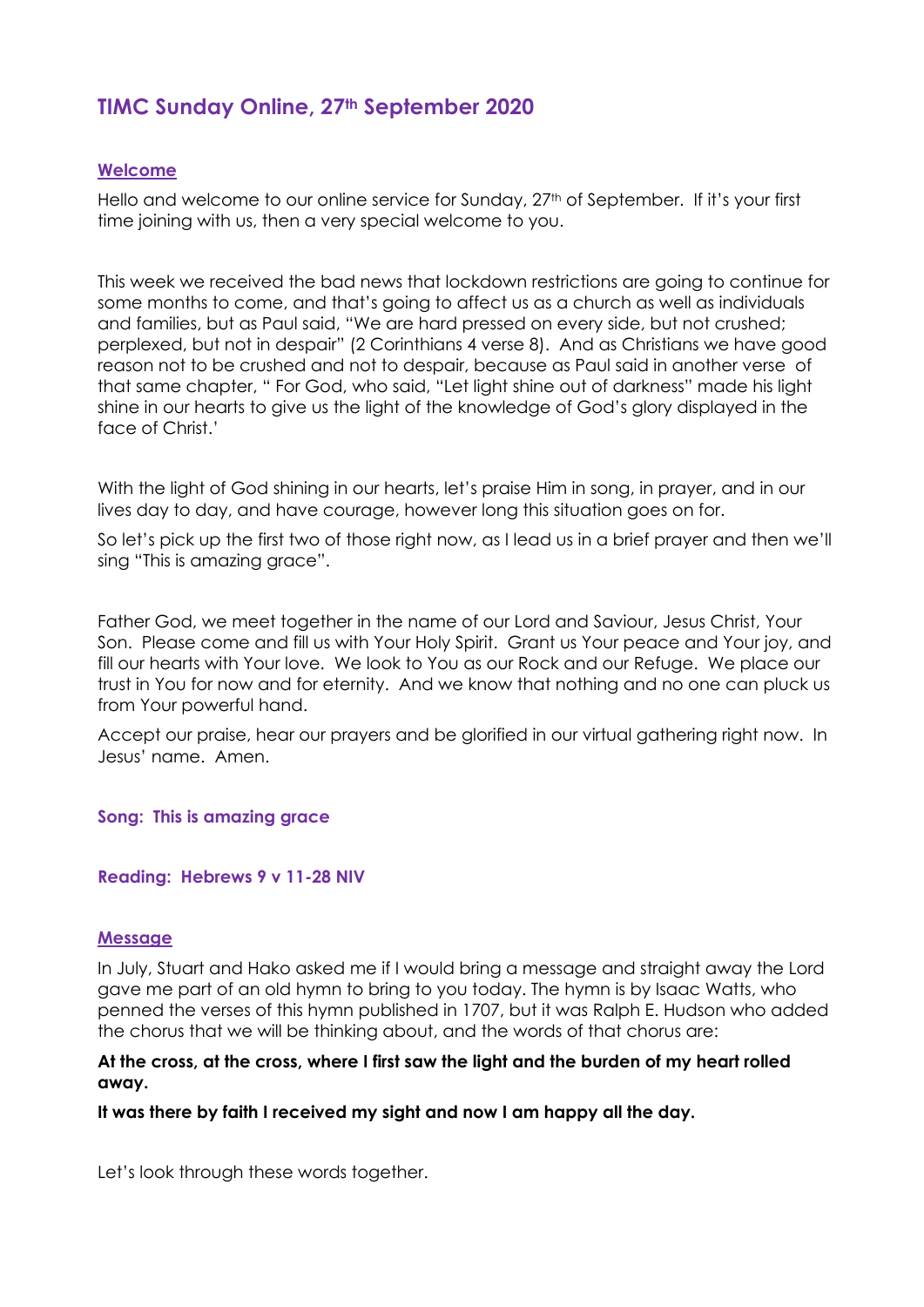# TIMC Sunday Online, 27th September 2020

## Welcome

Hello and welcome to our online service for Sunday, 27th of September. If it's your first time joining with us, then a very special welcome to you.

This week we received the bad news that lockdown restrictions are going to continue for some months to come, and that's going to affect us as a church as well as individuals and families, but as Paul said, "We are hard pressed on every side, but not crushed; perplexed, but not in despair" (2 Corinthians 4 verse 8). And as Christians we have good reason not to be crushed and not to despair, because as Paul said in another verse of that same chapter, " For God, who said, "Let light shine out of darkness" made his light shine in our hearts to give us the light of the knowledge of God's glory displayed in the face of Christ.'

With the light of God shining in our hearts, let's praise Him in song, in prayer, and in our lives day to day, and have courage, however long this situation goes on for.

So let's pick up the first two of those right now, as I lead us in a brief prayer and then we'll sing "This is amazing grace".

Father God, we meet together in the name of our Lord and Saviour, Jesus Christ, Your Son. Please come and fill us with Your Holy Spirit. Grant us Your peace and Your joy, and fill our hearts with Your love. We look to You as our Rock and our Refuge. We place our trust in You for now and for eternity. And we know that nothing and no one can pluck us from Your powerful hand.

Accept our praise, hear our prayers and be glorified in our virtual gathering right now. In Jesus' name. Amen.

**Song: This is amazing grace**

**Reading: Hebrews 9 v 11-28 NIV**

## Message

In July, Stuart and Hako asked me if I would bring a message and straight away the Lord gave me part of an old hymn to bring to you today. The hymn is by Isaac Watts, who penned the verses of this hymn published in 1707, but it was Ralph E. Hudson who added the chorus that we will be thinking about, and the words of that chorus are:

**At the cross, at the cross, where I first saw the light and the burden of my heart rolled away.**

**It was there by faith I received my sight and now I am happy all the day.**

Let's look through these words together.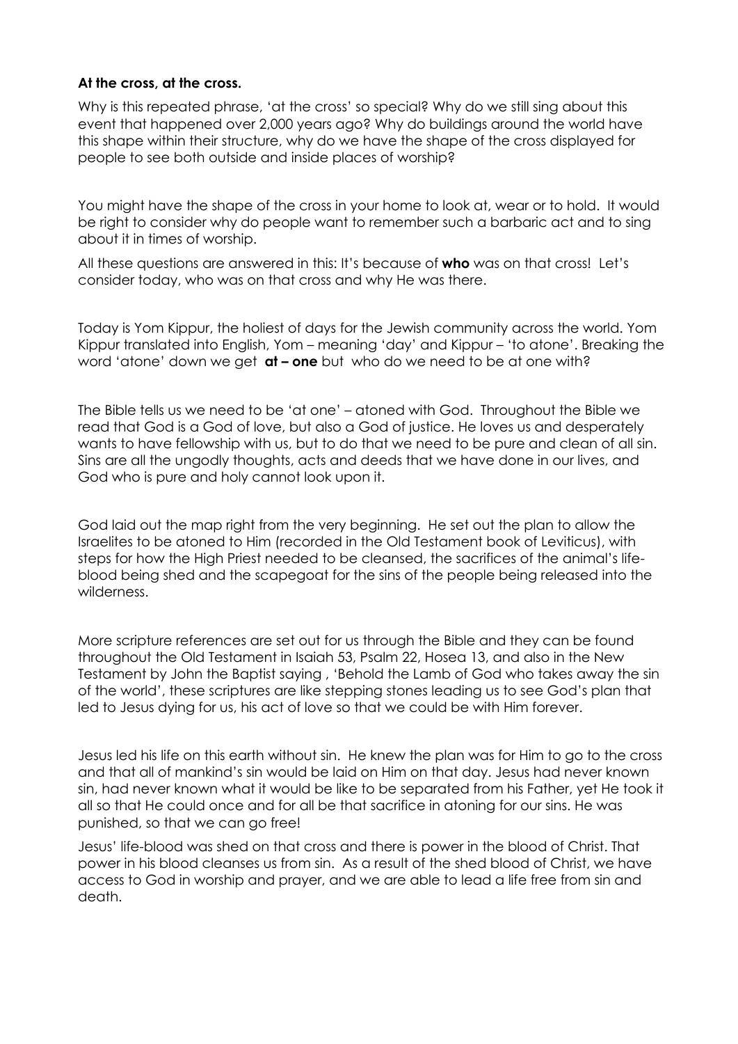**At the cross, at the cross.**

Why is this repeated phrase, 'at the cross' so special? Why do we still sing about this event that happened over 2,000 years ago? Why do buildings around the world have this shape within their structure, why do we have the shape of the cross displayed for people to see both outside and inside places of worship?

You might have the shape of the cross in your home to look at, wear or to hold. It would be right to consider why do people want to remember such a barbaric act and to sing about it in times of worship.

All these questions are answered in this: It's because of **who** was on that cross! Let's consider today, who was on that cross and why He was there.

Today is Yom Kippur, the holiest of days for the Jewish community across the world. Yom Kippur translated into English, Yom – meaning 'day' and Kippur – 'to atone'. Breaking the word 'atone' down we get **at – one** but who do we need to be at one with?

The Bible tells us we need to be 'at one' – atoned with God. Throughout the Bible we read that God is a God of love, but also a God of justice. He loves us and desperately wants to have fellowship with us, but to do that we need to be pure and clean of all sin. Sins are all the ungodly thoughts, acts and deeds that we have done in our lives, and God who is pure and holy cannot look upon it.

God laid out the map right from the very beginning. He set out the plan to allow the Israelites to be atoned to Him (recorded in the Old Testament book of Leviticus), with steps for how the High Priest needed to be cleansed, the sacrifices of the animal's life-blood being shed and the scapegoat for the sins of the people being released into the wilderness.

More scripture references are set out for us through the Bible and they can be found throughout the Old Testament in Isaiah 53, Psalm 22, Hosea 13, and also in the New Testament by John the Baptist saying , 'Behold the Lamb of God who takes away the sin of the world', these scriptures are like stepping stones leading us to see God's plan that led to Jesus dying for us, his act of love so that we could be with Him forever.

Jesus led his life on this earth without sin. He knew the plan was for Him to go to the cross and that all of mankind's sin would be laid on Him on that day. Jesus had never known sin, had never known what it would be like to be separated from his Father, yet He took it all so that He could once and for all be that sacrifice in atoning for our sins. He was punished, so that we can go free!

Jesus' life-blood was shed on that cross and there is power in the blood of Christ. That power in his blood cleanses us from sin. As a result of the shed blood of Christ, we have access to God in worship and prayer, and we are able to lead a life free from sin and death.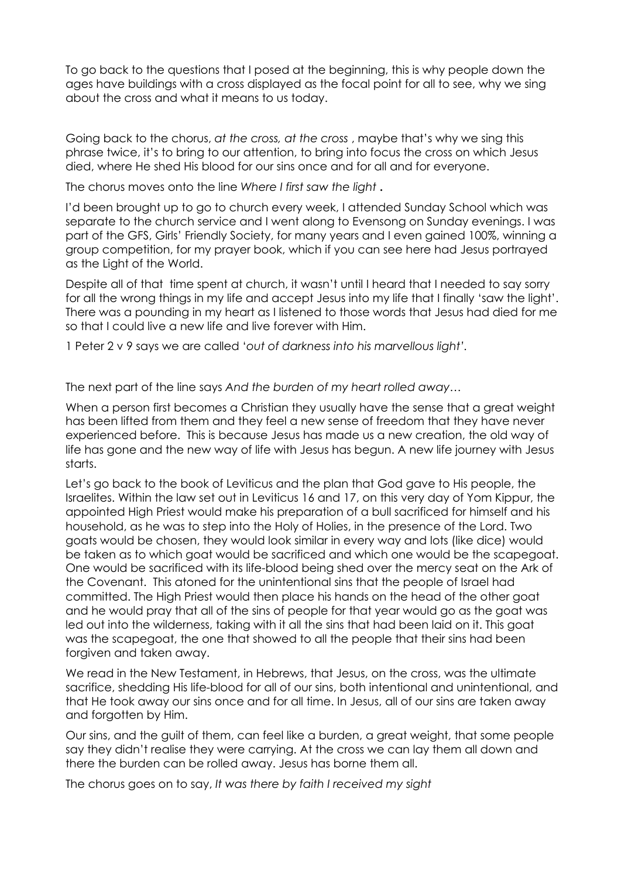To go back to the questions that I posed at the beginning, this is why people down the ages have buildings with a cross displayed as the focal point for all to see, why we sing about the cross and what it means to us today.

Going back to the chorus, *at the cross, at the cross* , maybe that's why we sing this phrase twice, it's to bring to our attention, to bring into focus the cross on which Jesus died, where He shed His blood for our sins once and for all and for everyone.

The chorus moves onto the line *Where I first saw the light* **.**

I'd been brought up to go to church every week, I attended Sunday School which was separate to the church service and I went along to Evensong on Sunday evenings. I was part of the GFS, Girls' Friendly Society, for many years and I even gained 100%, winning a group competition, for my prayer book, which if you can see here had Jesus portrayed as the Light of the World.

Despite all of that time spent at church, it wasn't until I heard that I needed to say sorry for all the wrong things in my life and accept Jesus into my life that I finally 'saw the light'. There was a pounding in my heart as I listened to those words that Jesus had died for me so that I could live a new life and live forever with Him.

1 Peter 2 v 9 says we are called '*out of darkness into his marvellous light'.*

The next part of the line says *And the burden of my heart rolled away…*

When a person first becomes a Christian they usually have the sense that a great weight has been lifted from them and they feel a new sense of freedom that they have never experienced before. This is because Jesus has made us a new creation, the old way of life has gone and the new way of life with Jesus has begun. A new life journey with Jesus starts.

Let's go back to the book of Leviticus and the plan that God gave to His people, the Israelites. Within the law set out in Leviticus 16 and 17, on this very day of Yom Kippur, the appointed High Priest would make his preparation of a bull sacrificed for himself and his household, as he was to step into the Holy of Holies, in the presence of the Lord. Two goats would be chosen, they would look similar in every way and lots (like dice) would be taken as to which goat would be sacrificed and which one would be the scapegoat. One would be sacrificed with its life-blood being shed over the mercy seat on the Ark of the Covenant. This atoned for the unintentional sins that the people of Israel had committed. The High Priest would then place his hands on the head of the other goat and he would pray that all of the sins of people for that year would go as the goat was led out into the wilderness, taking with it all the sins that had been laid on it. This goat was the scapegoat, the one that showed to all the people that their sins had been forgiven and taken away.

We read in the New Testament, in Hebrews, that Jesus, on the cross, was the ultimate sacrifice, shedding His life-blood for all of our sins, both intentional and unintentional, and that He took away our sins once and for all time. In Jesus, all of our sins are taken away and forgotten by Him.

Our sins, and the guilt of them, can feel like a burden, a great weight, that some people say they didn't realise they were carrying. At the cross we can lay them all down and there the burden can be rolled away. Jesus has borne them all.

The chorus goes on to say, *It was there by faith I received my sight*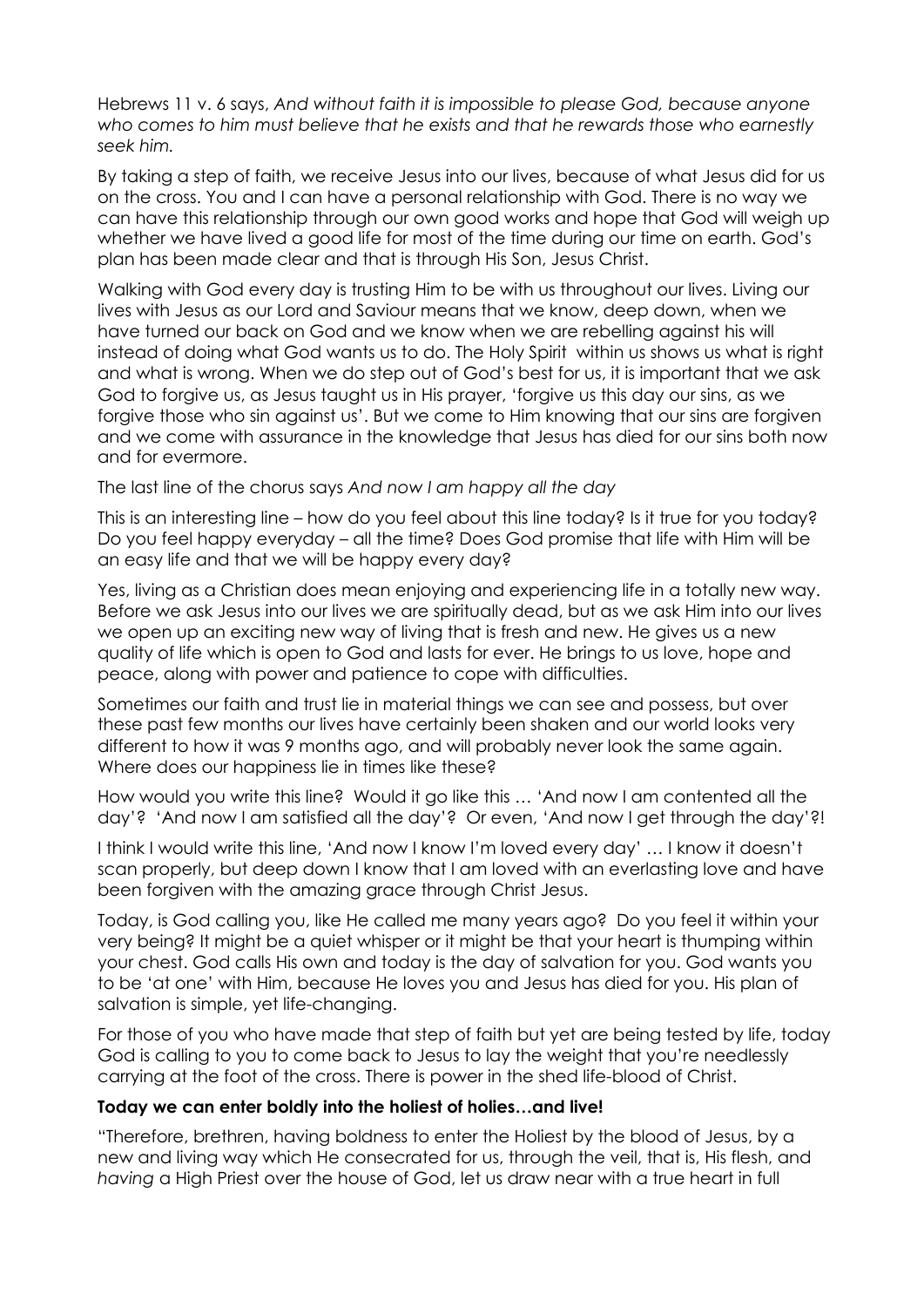Hebrews 11 v. 6 says, *And without faith it is impossible to please God, because anyone who comes to him must believe that he exists and that he rewards those who earnestly seek him.*

By taking a step of faith, we receive Jesus into our lives, because of what Jesus did for us on the cross. You and I can have a personal relationship with God. There is no way we can have this relationship through our own good works and hope that God will weigh up whether we have lived a good life for most of the time during our time on earth. God's plan has been made clear and that is through His Son, Jesus Christ.

Walking with God every day is trusting Him to be with us throughout our lives. Living our lives with Jesus as our Lord and Saviour means that we know, deep down, when we have turned our back on God and we know when we are rebelling against his will instead of doing what God wants us to do. The Holy Spirit within us shows us what is right and what is wrong. When we do step out of God's best for us, it is important that we ask God to forgive us, as Jesus taught us in His prayer, 'forgive us this day our sins, as we forgive those who sin against us'. But we come to Him knowing that our sins are forgiven and we come with assurance in the knowledge that Jesus has died for our sins both now and for evermore.

The last line of the chorus says *And now I am happy all the day*

This is an interesting line – how do you feel about this line today? Is it true for you today? Do you feel happy everyday – all the time? Does God promise that life with Him will be an easy life and that we will be happy every day?

Yes, living as a Christian does mean enjoying and experiencing life in a totally new way. Before we ask Jesus into our lives we are spiritually dead, but as we ask Him into our lives we open up an exciting new way of living that is fresh and new. He gives us a new quality of life which is open to God and lasts for ever. He brings to us love, hope and peace, along with power and patience to cope with difficulties.

Sometimes our faith and trust lie in material things we can see and possess, but over these past few months our lives have certainly been shaken and our world looks very different to how it was 9 months ago, and will probably never look the same again. Where does our happiness lie in times like these?

How would you write this line? Would it go like this … 'And now I am contented all the day'? 'And now I am satisfied all the day'? Or even, 'And now I get through the day'?!

I think I would write this line, 'And now I know I'm loved every day' … I know it doesn't scan properly, but deep down I know that I am loved with an everlasting love and have been forgiven with the amazing grace through Christ Jesus.

Today, is God calling you, like He called me many years ago? Do you feel it within your very being? It might be a quiet whisper or it might be that your heart is thumping within your chest. God calls His own and today is the day of salvation for you. God wants you to be 'at one' with Him, because He loves you and Jesus has died for you. His plan of salvation is simple, yet life-changing.

For those of you who have made that step of faith but yet are being tested by life, today God is calling to you to come back to Jesus to lay the weight that you're needlessly carrying at the foot of the cross. There is power in the shed life-blood of Christ.

**Today we can enter boldly into the holiest of holies…and live!**

"Therefore, brethren, having boldness to enter the Holiest by the blood of Jesus, by a new and living way which He consecrated for us, through the veil, that is, His flesh, and *having* a High Priest over the house of God, let us draw near with a true heart in full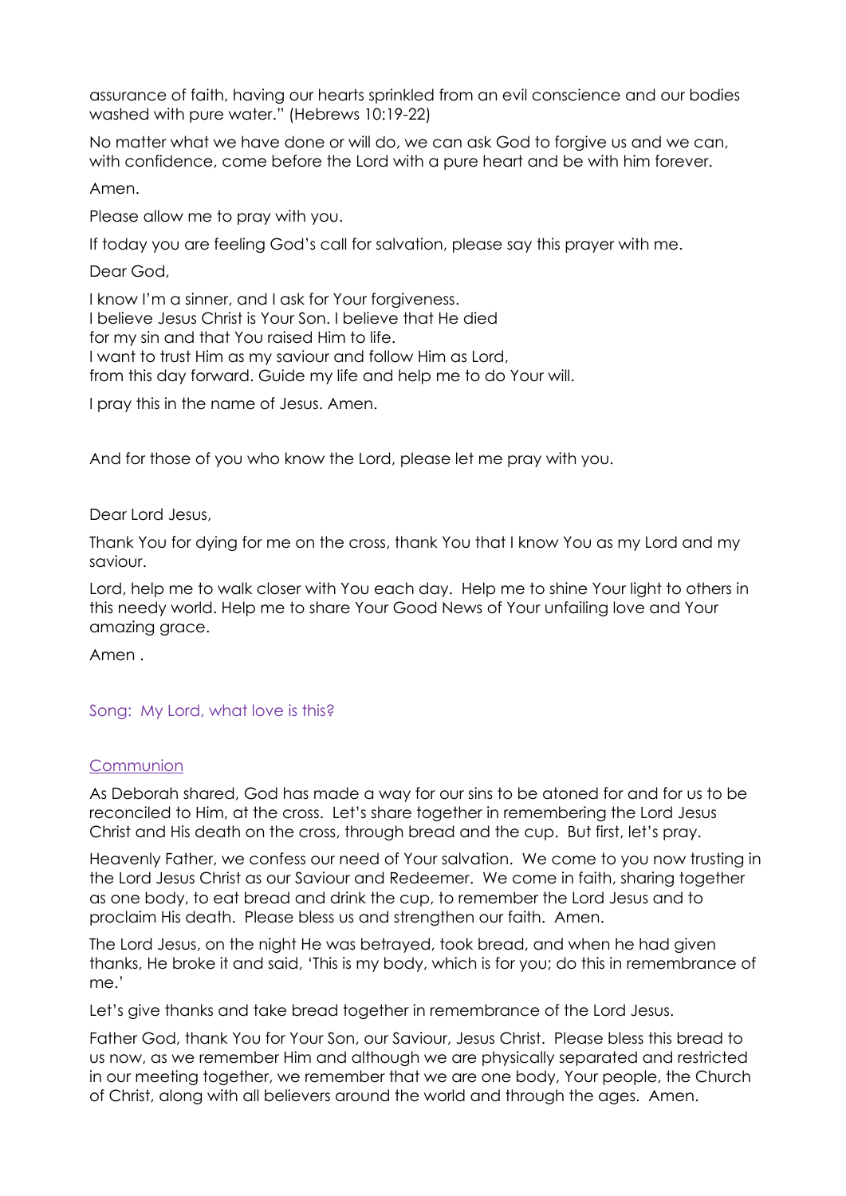assurance of faith, having our hearts sprinkled from an evil conscience and our bodies washed with pure water." (Hebrews 10:19-22)

No matter what we have done or will do, we can ask God to forgive us and we can, with confidence, come before the Lord with a pure heart and be with him forever.

Amen.

Please allow me to pray with you.

If today you are feeling God's call for salvation, please say this prayer with me.

Dear God,

I know I'm a sinner, and I ask for Your forgiveness.
I believe Jesus Christ is Your Son. I believe that He died
for my sin and that You raised Him to life.
I want to trust Him as my saviour and follow Him as Lord,
from this day forward. Guide my life and help me to do Your will.

I pray this in the name of Jesus. Amen.

And for those of you who know the Lord, please let me pray with you.

Dear Lord Jesus,

Thank You for dying for me on the cross, thank You that I know You as my Lord and my saviour.

Lord, help me to walk closer with You each day. Help me to shine Your light to others in this needy world. Help me to share Your Good News of Your unfailing love and Your amazing grace.

Amen .

Song: My Lord, what love is this?

Communion

As Deborah shared, God has made a way for our sins to be atoned for and for us to be reconciled to Him, at the cross. Let's share together in remembering the Lord Jesus Christ and His death on the cross, through bread and the cup. But first, let's pray.

Heavenly Father, we confess our need of Your salvation. We come to you now trusting in the Lord Jesus Christ as our Saviour and Redeemer. We come in faith, sharing together as one body, to eat bread and drink the cup, to remember the Lord Jesus and to proclaim His death. Please bless us and strengthen our faith. Amen.

The Lord Jesus, on the night He was betrayed, took bread, and when he had given thanks, He broke it and said, 'This is my body, which is for you; do this in remembrance of me.'

Let's give thanks and take bread together in remembrance of the Lord Jesus.

Father God, thank You for Your Son, our Saviour, Jesus Christ. Please bless this bread to us now, as we remember Him and although we are physically separated and restricted in our meeting together, we remember that we are one body, Your people, the Church of Christ, along with all believers around the world and through the ages. Amen.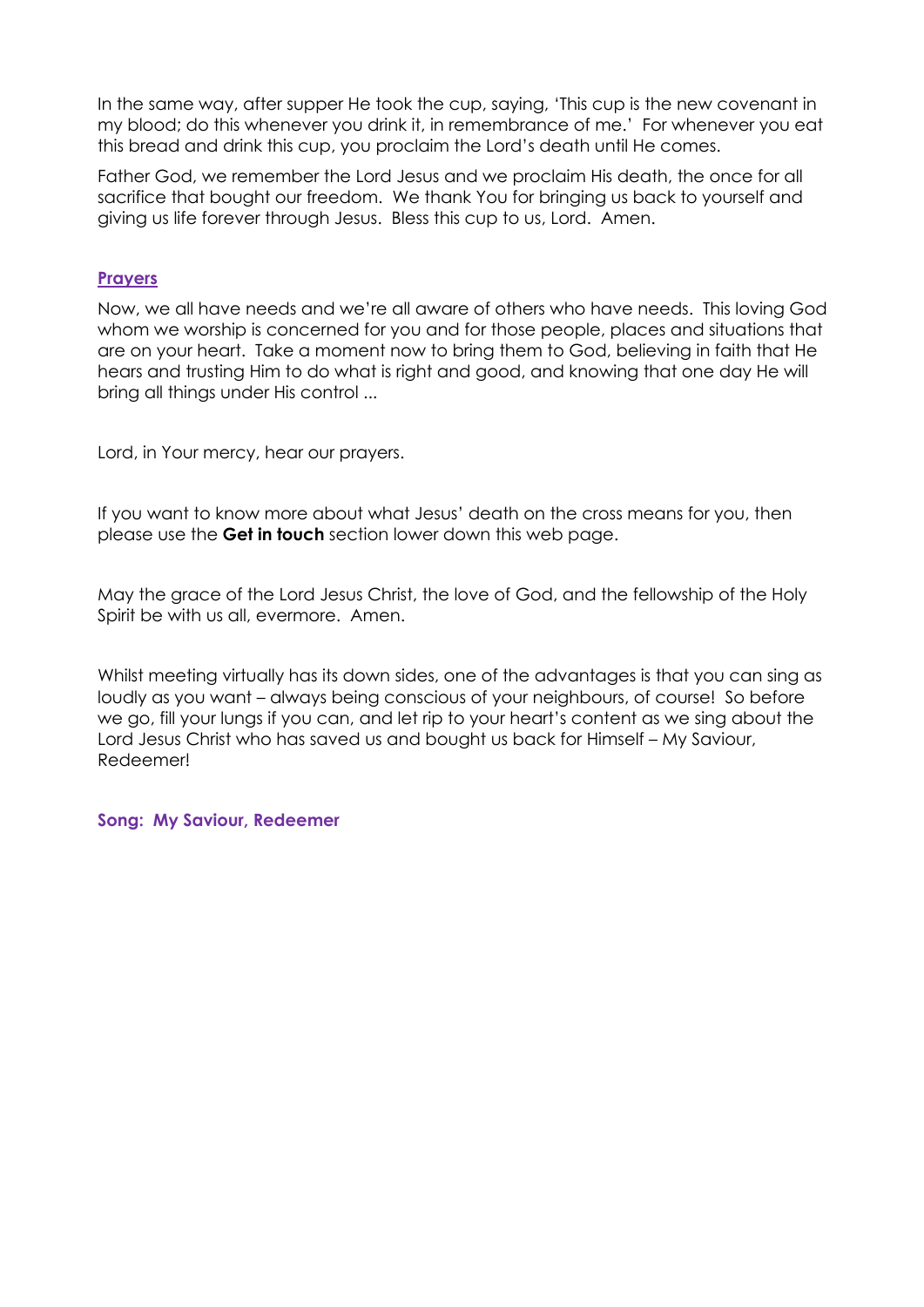In the same way, after supper He took the cup, saying, 'This cup is the new covenant in my blood; do this whenever you drink it, in remembrance of me.' For whenever you eat this bread and drink this cup, you proclaim the Lord's death until He comes.

Father God, we remember the Lord Jesus and we proclaim His death, the once for all sacrifice that bought our freedom. We thank You for bringing us back to yourself and giving us life forever through Jesus. Bless this cup to us, Lord. Amen.

## Prayers

Now, we all have needs and we're all aware of others who have needs. This loving God whom we worship is concerned for you and for those people, places and situations that are on your heart. Take a moment now to bring them to God, believing in faith that He hears and trusting Him to do what is right and good, and knowing that one day He will bring all things under His control ...

Lord, in Your mercy, hear our prayers.

If you want to know more about what Jesus' death on the cross means for you, then please use the **Get in touch** section lower down this web page.

May the grace of the Lord Jesus Christ, the love of God, and the fellowship of the Holy Spirit be with us all, evermore. Amen.

Whilst meeting virtually has its down sides, one of the advantages is that you can sing as loudly as you want – always being conscious of your neighbours, of course! So before we go, fill your lungs if you can, and let rip to your heart's content as we sing about the Lord Jesus Christ who has saved us and bought us back for Himself – My Saviour, Redeemer!

**Song: My Saviour, Redeemer**